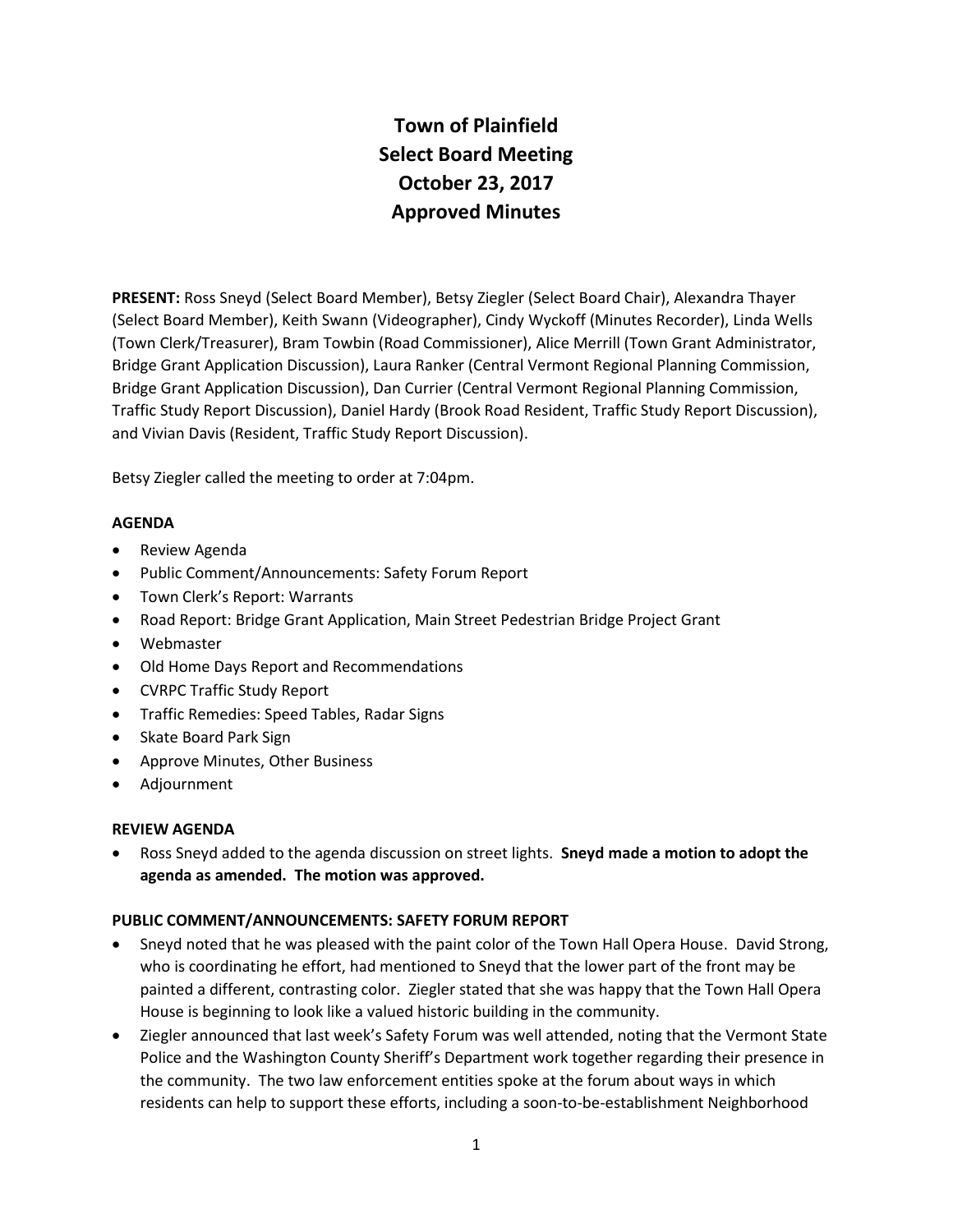# Town of Plainfield
# Select Board Meeting
# October 23, 2017
# Approved Minutes

**PRESENT:** Ross Sneyd (Select Board Member), Betsy Ziegler (Select Board Chair), Alexandra Thayer (Select Board Member), Keith Swann (Videographer), Cindy Wyckoff (Minutes Recorder), Linda Wells (Town Clerk/Treasurer), Bram Towbin (Road Commissioner), Alice Merrill (Town Grant Administrator, Bridge Grant Application Discussion), Laura Ranker (Central Vermont Regional Planning Commission, Bridge Grant Application Discussion), Dan Currier (Central Vermont Regional Planning Commission, Traffic Study Report Discussion), Daniel Hardy (Brook Road Resident, Traffic Study Report Discussion), and Vivian Davis (Resident, Traffic Study Report Discussion).

Betsy Ziegler called the meeting to order at 7:04pm.

**AGENDA**

- Review Agenda
- Public Comment/Announcements: Safety Forum Report
- Town Clerk's Report: Warrants
- Road Report: Bridge Grant Application, Main Street Pedestrian Bridge Project Grant
- Webmaster
- Old Home Days Report and Recommendations
- CVRPC Traffic Study Report
- Traffic Remedies: Speed Tables, Radar Signs
- Skate Board Park Sign
- Approve Minutes, Other Business
- Adjournment

**REVIEW AGENDA**

- Ross Sneyd added to the agenda discussion on street lights. **Sneyd made a motion to adopt the agenda as amended. The motion was approved.**

**PUBLIC COMMENT/ANNOUNCEMENTS: SAFETY FORUM REPORT**

- Sneyd noted that he was pleased with the paint color of the Town Hall Opera House. David Strong, who is coordinating he effort, had mentioned to Sneyd that the lower part of the front may be painted a different, contrasting color. Ziegler stated that she was happy that the Town Hall Opera House is beginning to look like a valued historic building in the community.
- Ziegler announced that last week's Safety Forum was well attended, noting that the Vermont State Police and the Washington County Sheriff's Department work together regarding their presence in the community. The two law enforcement entities spoke at the forum about ways in which residents can help to support these efforts, including a soon-to-be-establishment Neighborhood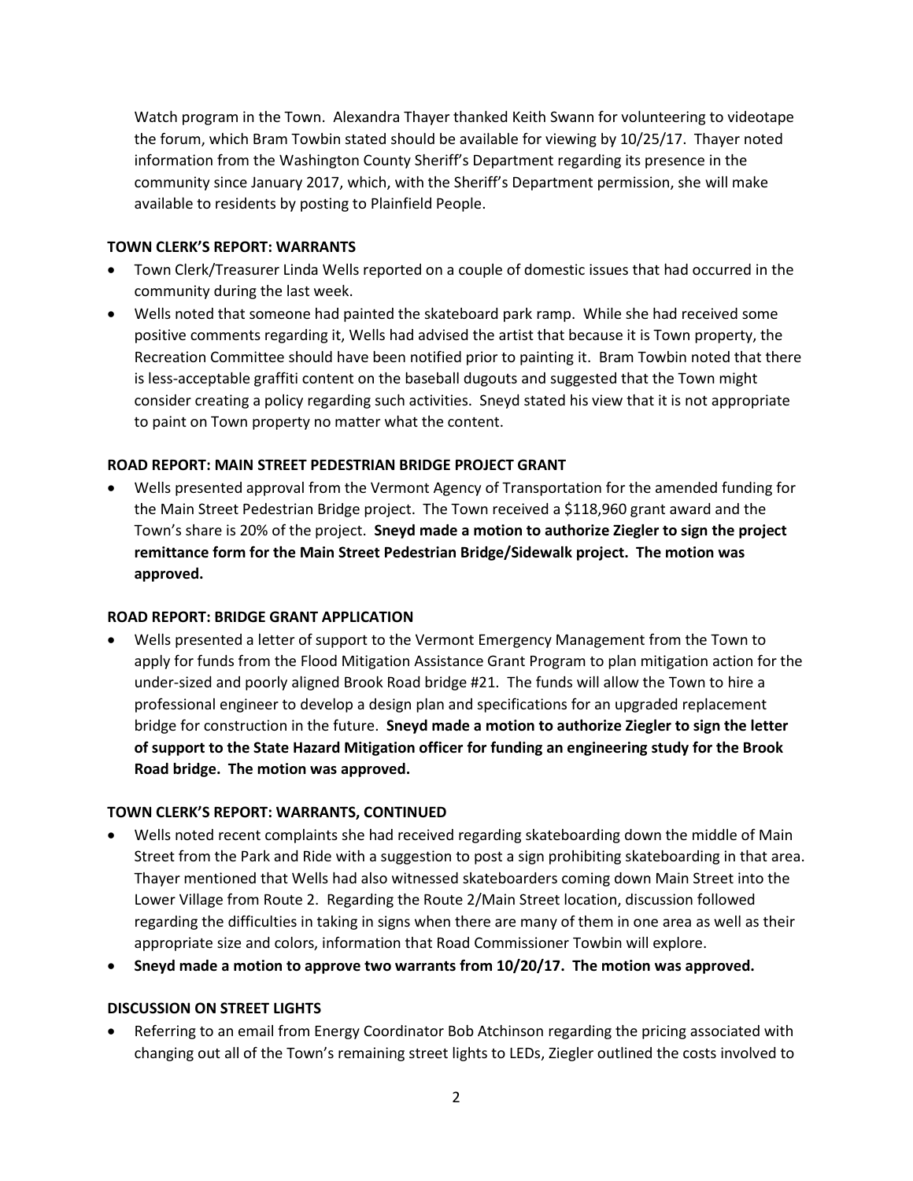Watch program in the Town. Alexandra Thayer thanked Keith Swann for volunteering to videotape the forum, which Bram Towbin stated should be available for viewing by 10/25/17. Thayer noted information from the Washington County Sheriff's Department regarding its presence in the community since January 2017, which, with the Sheriff's Department permission, she will make available to residents by posting to Plainfield People.

**TOWN CLERK'S REPORT: WARRANTS**

- Town Clerk/Treasurer Linda Wells reported on a couple of domestic issues that had occurred in the community during the last week.
- Wells noted that someone had painted the skateboard park ramp. While she had received some positive comments regarding it, Wells had advised the artist that because it is Town property, the Recreation Committee should have been notified prior to painting it. Bram Towbin noted that there is less-acceptable graffiti content on the baseball dugouts and suggested that the Town might consider creating a policy regarding such activities. Sneyd stated his view that it is not appropriate to paint on Town property no matter what the content.

**ROAD REPORT: MAIN STREET PEDESTRIAN BRIDGE PROJECT GRANT**

- Wells presented approval from the Vermont Agency of Transportation for the amended funding for the Main Street Pedestrian Bridge project. The Town received a $118,960 grant award and the Town's share is 20% of the project. **Sneyd made a motion to authorize Ziegler to sign the project remittance form for the Main Street Pedestrian Bridge/Sidewalk project. The motion was approved.**

**ROAD REPORT: BRIDGE GRANT APPLICATION**

- Wells presented a letter of support to the Vermont Emergency Management from the Town to apply for funds from the Flood Mitigation Assistance Grant Program to plan mitigation action for the under-sized and poorly aligned Brook Road bridge #21. The funds will allow the Town to hire a professional engineer to develop a design plan and specifications for an upgraded replacement bridge for construction in the future. **Sneyd made a motion to authorize Ziegler to sign the letter of support to the State Hazard Mitigation officer for funding an engineering study for the Brook Road bridge. The motion was approved.**

**TOWN CLERK'S REPORT: WARRANTS, CONTINUED**

- Wells noted recent complaints she had received regarding skateboarding down the middle of Main Street from the Park and Ride with a suggestion to post a sign prohibiting skateboarding in that area. Thayer mentioned that Wells had also witnessed skateboarders coming down Main Street into the Lower Village from Route 2. Regarding the Route 2/Main Street location, discussion followed regarding the difficulties in taking in signs when there are many of them in one area as well as their appropriate size and colors, information that Road Commissioner Towbin will explore.
- **Sneyd made a motion to approve two warrants from 10/20/17. The motion was approved.**

**DISCUSSION ON STREET LIGHTS**

- Referring to an email from Energy Coordinator Bob Atchinson regarding the pricing associated with changing out all of the Town's remaining street lights to LEDs, Ziegler outlined the costs involved to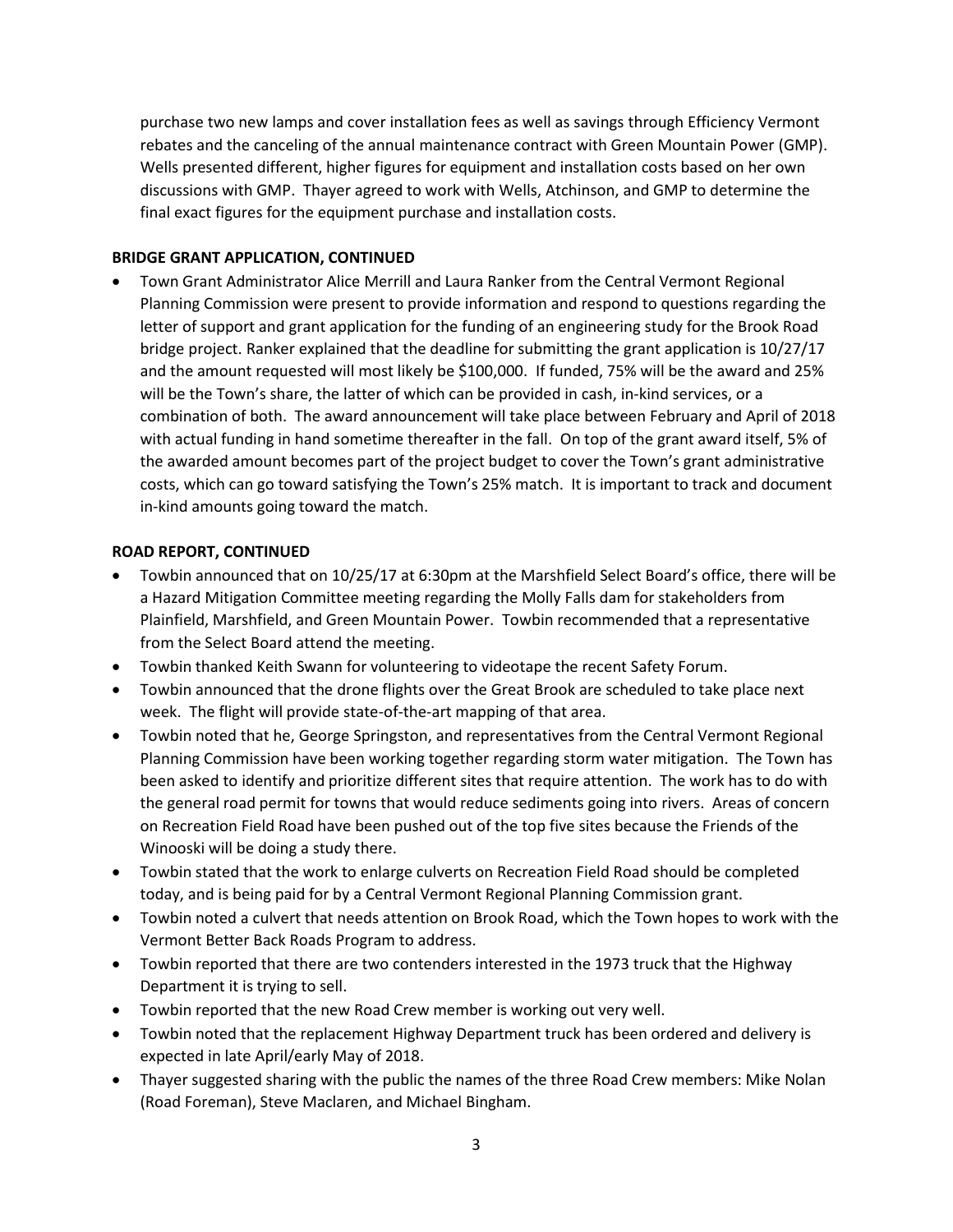purchase two new lamps and cover installation fees as well as savings through Efficiency Vermont rebates and the canceling of the annual maintenance contract with Green Mountain Power (GMP). Wells presented different, higher figures for equipment and installation costs based on her own discussions with GMP. Thayer agreed to work with Wells, Atchinson, and GMP to determine the final exact figures for the equipment purchase and installation costs.

**BRIDGE GRANT APPLICATION, CONTINUED**

- Town Grant Administrator Alice Merrill and Laura Ranker from the Central Vermont Regional Planning Commission were present to provide information and respond to questions regarding the letter of support and grant application for the funding of an engineering study for the Brook Road bridge project. Ranker explained that the deadline for submitting the grant application is 10/27/17 and the amount requested will most likely be $100,000. If funded, 75% will be the award and 25% will be the Town's share, the latter of which can be provided in cash, in-kind services, or a combination of both. The award announcement will take place between February and April of 2018 with actual funding in hand sometime thereafter in the fall. On top of the grant award itself, 5% of the awarded amount becomes part of the project budget to cover the Town's grant administrative costs, which can go toward satisfying the Town's 25% match. It is important to track and document in-kind amounts going toward the match.

**ROAD REPORT, CONTINUED**

- Towbin announced that on 10/25/17 at 6:30pm at the Marshfield Select Board's office, there will be a Hazard Mitigation Committee meeting regarding the Molly Falls dam for stakeholders from Plainfield, Marshfield, and Green Mountain Power. Towbin recommended that a representative from the Select Board attend the meeting.
- Towbin thanked Keith Swann for volunteering to videotape the recent Safety Forum.
- Towbin announced that the drone flights over the Great Brook are scheduled to take place next week. The flight will provide state-of-the-art mapping of that area.
- Towbin noted that he, George Springston, and representatives from the Central Vermont Regional Planning Commission have been working together regarding storm water mitigation. The Town has been asked to identify and prioritize different sites that require attention. The work has to do with the general road permit for towns that would reduce sediments going into rivers. Areas of concern on Recreation Field Road have been pushed out of the top five sites because the Friends of the Winooski will be doing a study there.
- Towbin stated that the work to enlarge culverts on Recreation Field Road should be completed today, and is being paid for by a Central Vermont Regional Planning Commission grant.
- Towbin noted a culvert that needs attention on Brook Road, which the Town hopes to work with the Vermont Better Back Roads Program to address.
- Towbin reported that there are two contenders interested in the 1973 truck that the Highway Department it is trying to sell.
- Towbin reported that the new Road Crew member is working out very well.
- Towbin noted that the replacement Highway Department truck has been ordered and delivery is expected in late April/early May of 2018.
- Thayer suggested sharing with the public the names of the three Road Crew members: Mike Nolan (Road Foreman), Steve Maclaren, and Michael Bingham.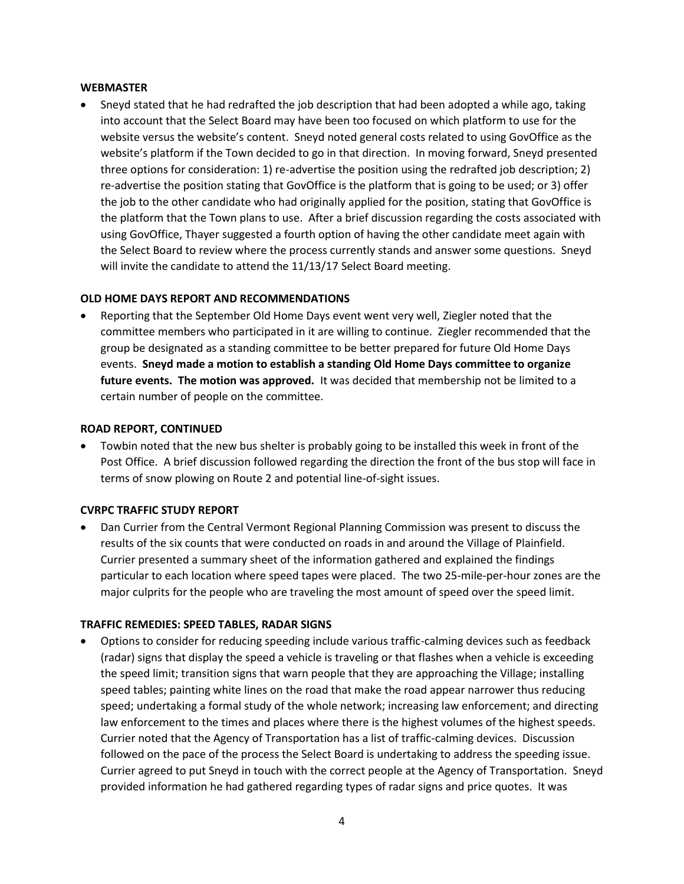**WEBMASTER**

- Sneyd stated that he had redrafted the job description that had been adopted a while ago, taking into account that the Select Board may have been too focused on which platform to use for the website versus the website's content. Sneyd noted general costs related to using GovOffice as the website's platform if the Town decided to go in that direction. In moving forward, Sneyd presented three options for consideration: 1) re-advertise the position using the redrafted job description; 2) re-advertise the position stating that GovOffice is the platform that is going to be used; or 3) offer the job to the other candidate who had originally applied for the position, stating that GovOffice is the platform that the Town plans to use. After a brief discussion regarding the costs associated with using GovOffice, Thayer suggested a fourth option of having the other candidate meet again with the Select Board to review where the process currently stands and answer some questions. Sneyd will invite the candidate to attend the 11/13/17 Select Board meeting.

**OLD HOME DAYS REPORT AND RECOMMENDATIONS**

- Reporting that the September Old Home Days event went very well, Ziegler noted that the committee members who participated in it are willing to continue. Ziegler recommended that the group be designated as a standing committee to be better prepared for future Old Home Days events. **Sneyd made a motion to establish a standing Old Home Days committee to organize future events. The motion was approved.** It was decided that membership not be limited to a certain number of people on the committee.

**ROAD REPORT, CONTINUED**

- Towbin noted that the new bus shelter is probably going to be installed this week in front of the Post Office. A brief discussion followed regarding the direction the front of the bus stop will face in terms of snow plowing on Route 2 and potential line-of-sight issues.

**CVRPC TRAFFIC STUDY REPORT**

- Dan Currier from the Central Vermont Regional Planning Commission was present to discuss the results of the six counts that were conducted on roads in and around the Village of Plainfield. Currier presented a summary sheet of the information gathered and explained the findings particular to each location where speed tapes were placed. The two 25-mile-per-hour zones are the major culprits for the people who are traveling the most amount of speed over the speed limit.

**TRAFFIC REMEDIES: SPEED TABLES, RADAR SIGNS**

- Options to consider for reducing speeding include various traffic-calming devices such as feedback (radar) signs that display the speed a vehicle is traveling or that flashes when a vehicle is exceeding the speed limit; transition signs that warn people that they are approaching the Village; installing speed tables; painting white lines on the road that make the road appear narrower thus reducing speed; undertaking a formal study of the whole network; increasing law enforcement; and directing law enforcement to the times and places where there is the highest volumes of the highest speeds. Currier noted that the Agency of Transportation has a list of traffic-calming devices. Discussion followed on the pace of the process the Select Board is undertaking to address the speeding issue. Currier agreed to put Sneyd in touch with the correct people at the Agency of Transportation. Sneyd provided information he had gathered regarding types of radar signs and price quotes. It was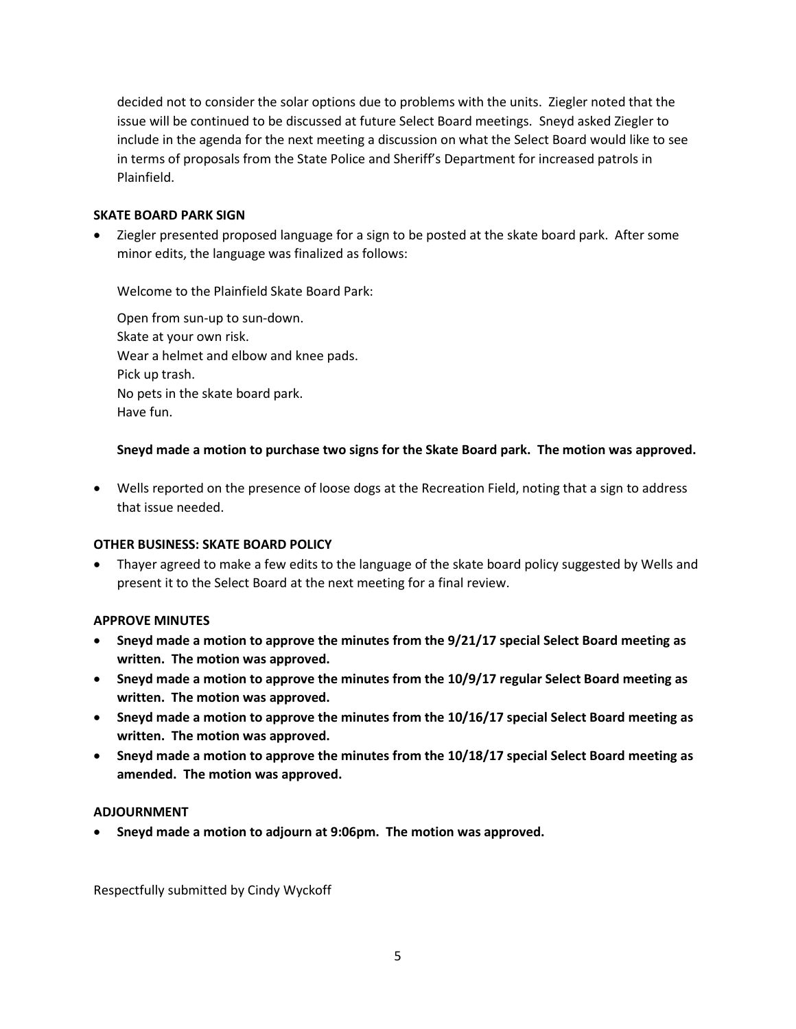decided not to consider the solar options due to problems with the units. Ziegler noted that the issue will be continued to be discussed at future Select Board meetings. Sneyd asked Ziegler to include in the agenda for the next meeting a discussion on what the Select Board would like to see in terms of proposals from the State Police and Sheriff's Department for increased patrols in Plainfield.

**SKATE BOARD PARK SIGN**

- Ziegler presented proposed language for a sign to be posted at the skate board park. After some minor edits, the language was finalized as follows:

  Welcome to the Plainfield Skate Board Park:

  Open from sun-up to sun-down.
  Skate at your own risk.
  Wear a helmet and elbow and knee pads.
  Pick up trash.
  No pets in the skate board park.
  Have fun.

  **Sneyd made a motion to purchase two signs for the Skate Board park. The motion was approved.**

- Wells reported on the presence of loose dogs at the Recreation Field, noting that a sign to address that issue needed.

**OTHER BUSINESS: SKATE BOARD POLICY**

- Thayer agreed to make a few edits to the language of the skate board policy suggested by Wells and present it to the Select Board at the next meeting for a final review.

**APPROVE MINUTES**

- **Sneyd made a motion to approve the minutes from the 9/21/17 special Select Board meeting as written. The motion was approved.**
- **Sneyd made a motion to approve the minutes from the 10/9/17 regular Select Board meeting as written. The motion was approved.**
- **Sneyd made a motion to approve the minutes from the 10/16/17 special Select Board meeting as written. The motion was approved.**
- **Sneyd made a motion to approve the minutes from the 10/18/17 special Select Board meeting as amended. The motion was approved.**

**ADJOURNMENT**

- **Sneyd made a motion to adjourn at 9:06pm. The motion was approved.**

Respectfully submitted by Cindy Wyckoff